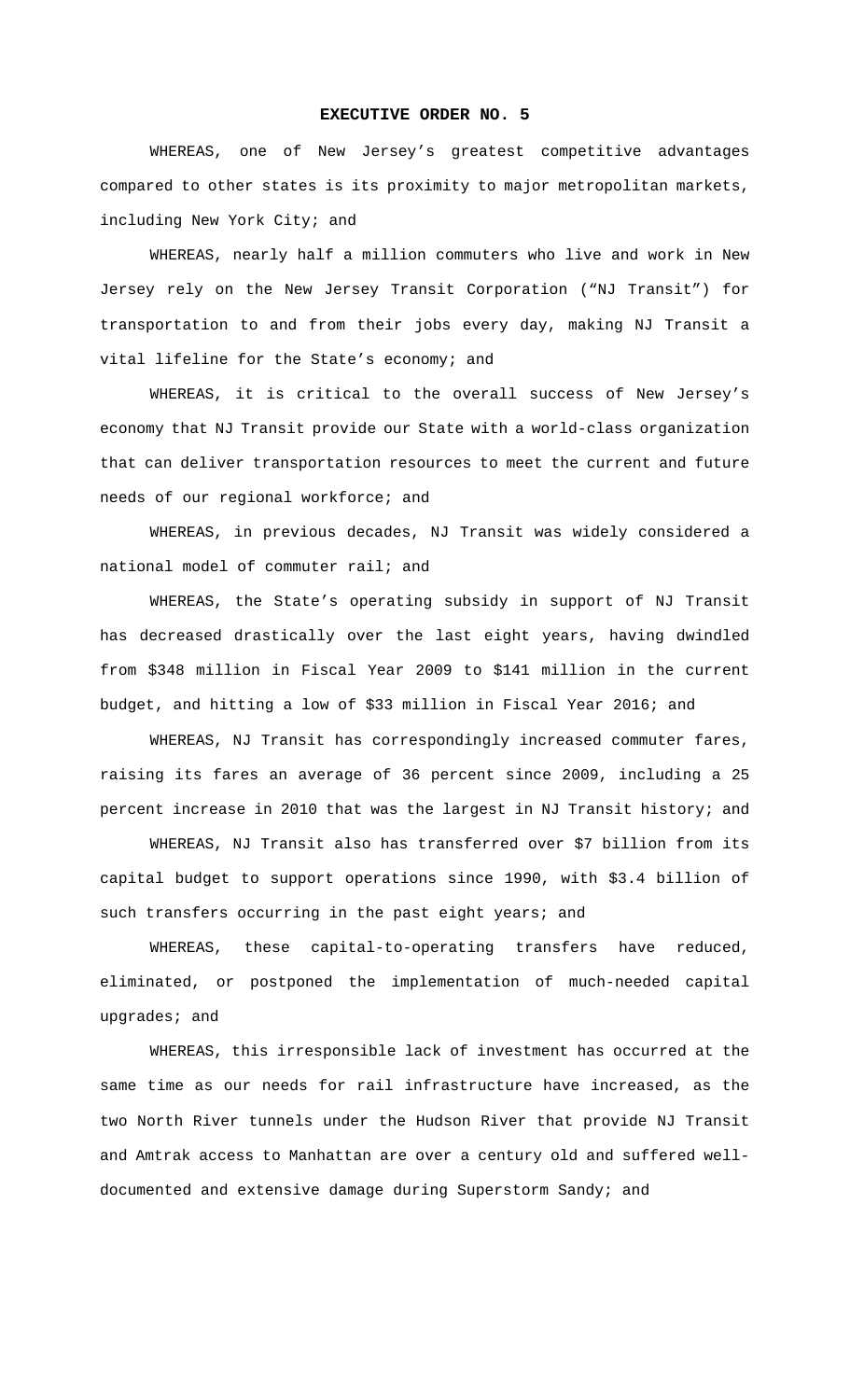# EXECUTIVE ORDER NO. 5

WHEREAS, one of New Jersey's greatest competitive advantages compared to other states is its proximity to major metropolitan markets, including New York City; and

WHEREAS, nearly half a million commuters who live and work in New Jersey rely on the New Jersey Transit Corporation ("NJ Transit") for transportation to and from their jobs every day, making NJ Transit a vital lifeline for the State's economy; and

WHEREAS, it is critical to the overall success of New Jersey's economy that NJ Transit provide our State with a world-class organization that can deliver transportation resources to meet the current and future needs of our regional workforce; and

WHEREAS, in previous decades, NJ Transit was widely considered a national model of commuter rail; and

WHEREAS, the State's operating subsidy in support of NJ Transit has decreased drastically over the last eight years, having dwindled from $348 million in Fiscal Year 2009 to $141 million in the current budget, and hitting a low of $33 million in Fiscal Year 2016; and

WHEREAS, NJ Transit has correspondingly increased commuter fares, raising its fares an average of 36 percent since 2009, including a 25 percent increase in 2010 that was the largest in NJ Transit history; and

WHEREAS, NJ Transit also has transferred over $7 billion from its capital budget to support operations since 1990, with $3.4 billion of such transfers occurring in the past eight years; and

WHEREAS, these capital-to-operating transfers have reduced, eliminated, or postponed the implementation of much-needed capital upgrades; and

WHEREAS, this irresponsible lack of investment has occurred at the same time as our needs for rail infrastructure have increased, as the two North River tunnels under the Hudson River that provide NJ Transit and Amtrak access to Manhattan are over a century old and suffered well-documented and extensive damage during Superstorm Sandy; and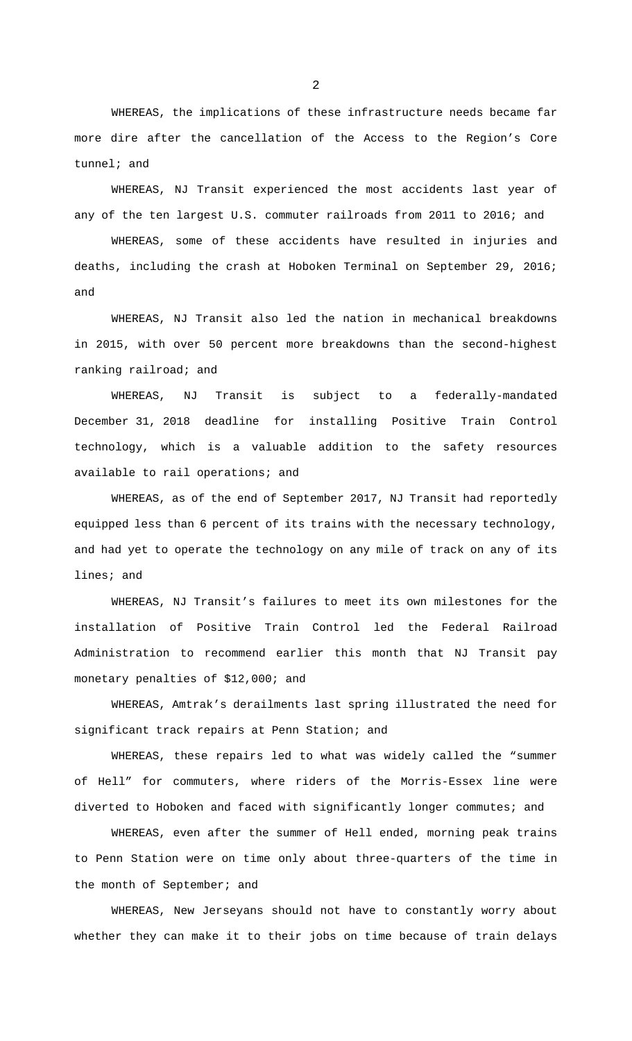WHEREAS, the implications of these infrastructure needs became far more dire after the cancellation of the Access to the Region's Core tunnel; and

WHEREAS, NJ Transit experienced the most accidents last year of any of the ten largest U.S. commuter railroads from 2011 to 2016; and

WHEREAS, some of these accidents have resulted in injuries and deaths, including the crash at Hoboken Terminal on September 29, 2016; and

WHEREAS, NJ Transit also led the nation in mechanical breakdowns in 2015, with over 50 percent more breakdowns than the second-highest ranking railroad; and

WHEREAS, NJ Transit is subject to a federally-mandated December 31, 2018 deadline for installing Positive Train Control technology, which is a valuable addition to the safety resources available to rail operations; and

WHEREAS, as of the end of September 2017, NJ Transit had reportedly equipped less than 6 percent of its trains with the necessary technology, and had yet to operate the technology on any mile of track on any of its lines; and

WHEREAS, NJ Transit's failures to meet its own milestones for the installation of Positive Train Control led the Federal Railroad Administration to recommend earlier this month that NJ Transit pay monetary penalties of $12,000; and

WHEREAS, Amtrak's derailments last spring illustrated the need for significant track repairs at Penn Station; and

WHEREAS, these repairs led to what was widely called the "summer of Hell" for commuters, where riders of the Morris-Essex line were diverted to Hoboken and faced with significantly longer commutes; and

WHEREAS, even after the summer of Hell ended, morning peak trains to Penn Station were on time only about three-quarters of the time in the month of September; and

WHEREAS, New Jerseyans should not have to constantly worry about whether they can make it to their jobs on time because of train delays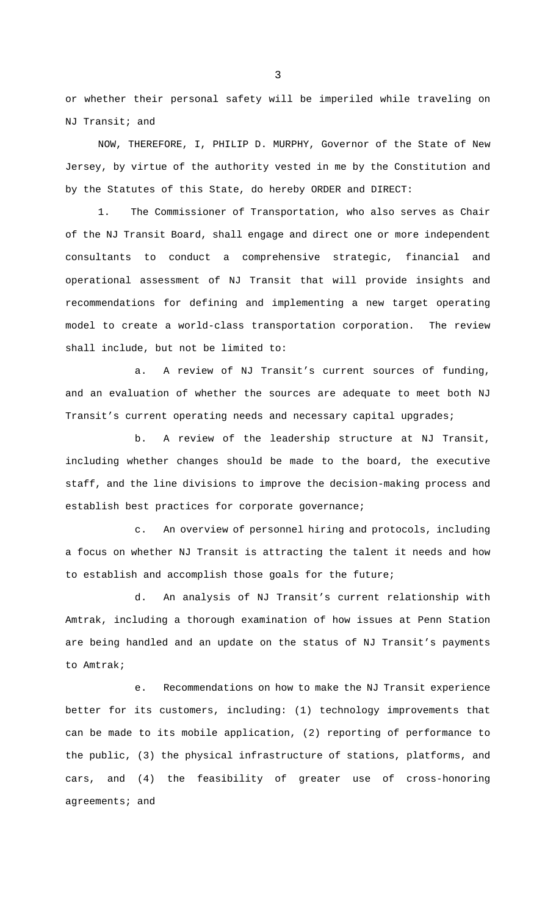or whether their personal safety will be imperiled while traveling on NJ Transit; and

NOW, THEREFORE, I, PHILIP D. MURPHY, Governor of the State of New Jersey, by virtue of the authority vested in me by the Constitution and by the Statutes of this State, do hereby ORDER and DIRECT:

1. The Commissioner of Transportation, who also serves as Chair of the NJ Transit Board, shall engage and direct one or more independent consultants to conduct a comprehensive strategic, financial and operational assessment of NJ Transit that will provide insights and recommendations for defining and implementing a new target operating model to create a world-class transportation corporation. The review shall include, but not be limited to:

   a. A review of NJ Transit's current sources of funding, and an evaluation of whether the sources are adequate to meet both NJ Transit's current operating needs and necessary capital upgrades;

   b. A review of the leadership structure at NJ Transit, including whether changes should be made to the board, the executive staff, and the line divisions to improve the decision-making process and establish best practices for corporate governance;

   c. An overview of personnel hiring and protocols, including a focus on whether NJ Transit is attracting the talent it needs and how to establish and accomplish those goals for the future;

   d. An analysis of NJ Transit's current relationship with Amtrak, including a thorough examination of how issues at Penn Station are being handled and an update on the status of NJ Transit's payments to Amtrak;

   e. Recommendations on how to make the NJ Transit experience better for its customers, including: (1) technology improvements that can be made to its mobile application, (2) reporting of performance to the public, (3) the physical infrastructure of stations, platforms, and cars, and (4) the feasibility of greater use of cross-honoring agreements; and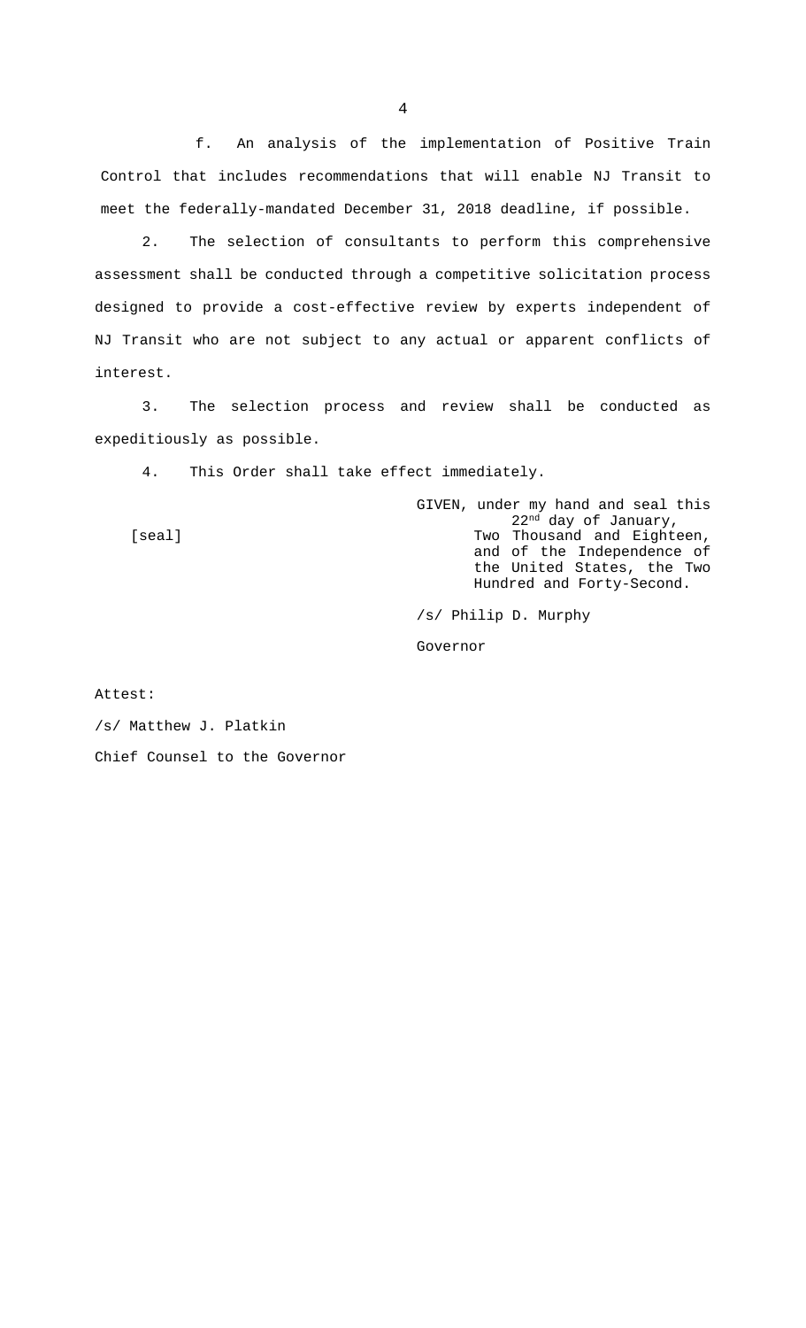f. An analysis of the implementation of Positive Train Control that includes recommendations that will enable NJ Transit to meet the federally-mandated December 31, 2018 deadline, if possible.

2. The selection of consultants to perform this comprehensive assessment shall be conducted through a competitive solicitation process designed to provide a cost-effective review by experts independent of NJ Transit who are not subject to any actual or apparent conflicts of interest.

3. The selection process and review shall be conducted as expeditiously as possible.

4. This Order shall take effect immediately.

[seal]

GIVEN, under my hand and seal this 22nd day of January, Two Thousand and Eighteen, and of the Independence of the United States, the Two Hundred and Forty-Second.

/s/ Philip D. Murphy

Governor

Attest:

/s/ Matthew J. Platkin

Chief Counsel to the Governor